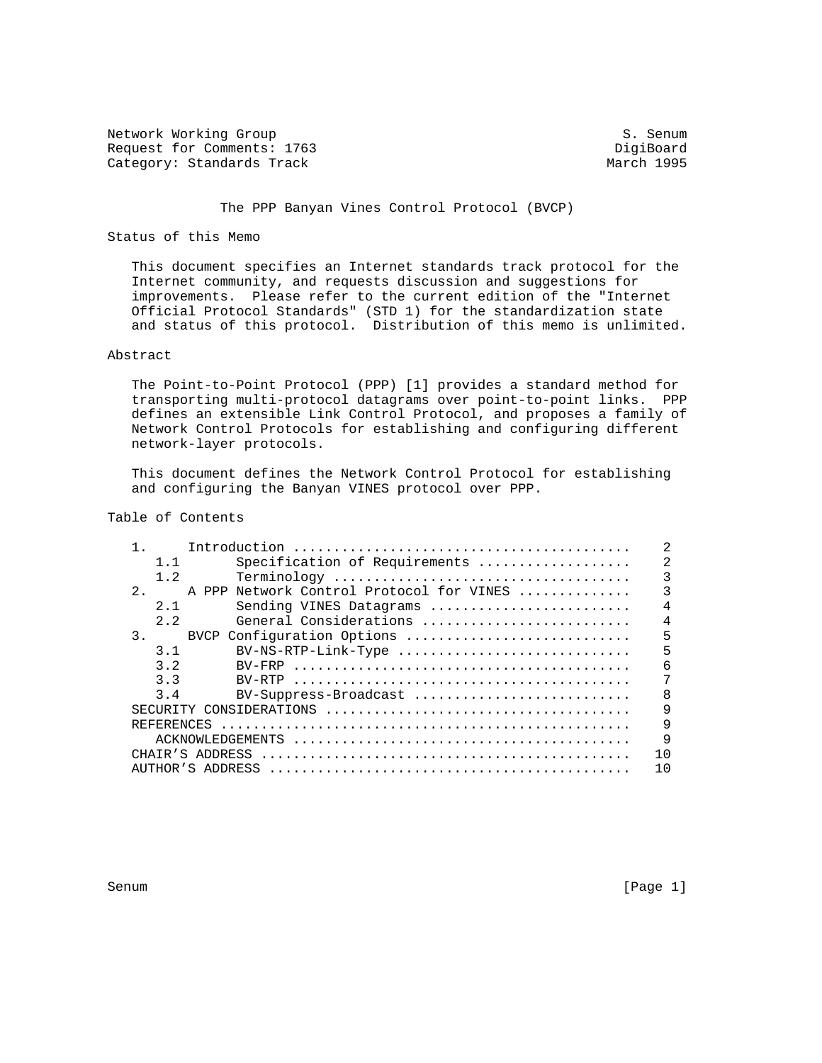Network Working Group S. Senum
Request for Comments: 1763 DigiBoard
Category: Standards Track March 1995

# The PPP Banyan Vines Control Protocol (BVCP)

## Status of this Memo

This document specifies an Internet standards track protocol for the Internet community, and requests discussion and suggestions for improvements. Please refer to the current edition of the "Internet Official Protocol Standards" (STD 1) for the standardization state and status of this protocol. Distribution of this memo is unlimited.

## Abstract

The Point-to-Point Protocol (PPP) [1] provides a standard method for transporting multi-protocol datagrams over point-to-point links. PPP defines an extensible Link Control Protocol, and proposes a family of Network Control Protocols for establishing and configuring different network-layer protocols.

This document defines the Network Control Protocol for establishing and configuring the Banyan VINES protocol over PPP.

## Table of Contents

| Section | Title | Page |
|---|---|---|
| 1. | Introduction | 2 |
| 1.1 | Specification of Requirements | 2 |
| 1.2 | Terminology | 3 |
| 2. | A PPP Network Control Protocol for VINES | 3 |
| 2.1 | Sending VINES Datagrams | 4 |
| 2.2 | General Considerations | 4 |
| 3. | BVCP Configuration Options | 5 |
| 3.1 | BV-NS-RTP-Link-Type | 5 |
| 3.2 | BV-FRP | 6 |
| 3.3 | BV-RTP | 7 |
| 3.4 | BV-Suppress-Broadcast | 8 |
| | SECURITY CONSIDERATIONS | 9 |
| | REFERENCES | 9 |
| | ACKNOWLEDGEMENTS | 9 |
| | CHAIR'S ADDRESS | 10 |
| | AUTHOR'S ADDRESS | 10 |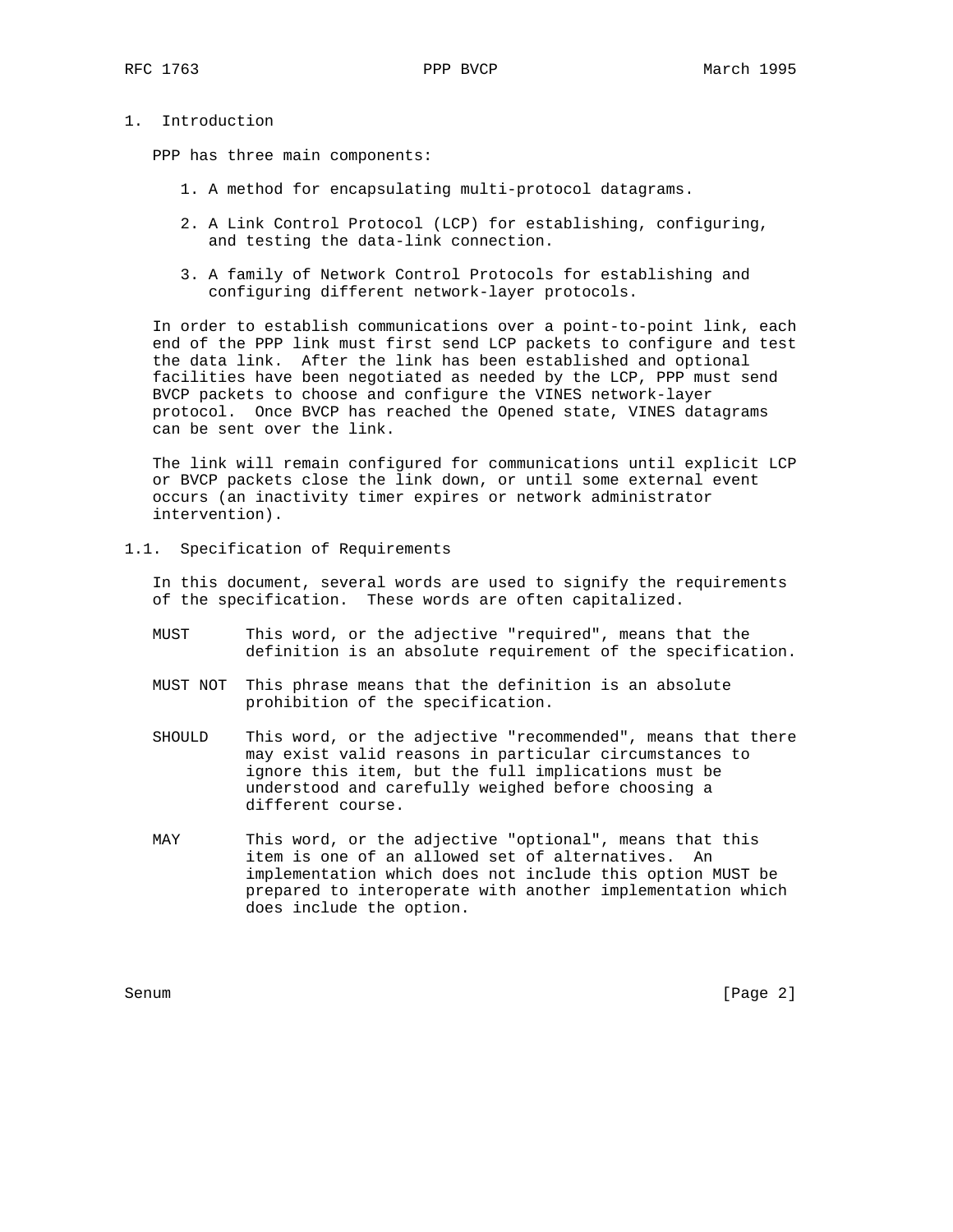# 1. Introduction

PPP has three main components:

1. A method for encapsulating multi-protocol datagrams.

2. A Link Control Protocol (LCP) for establishing, configuring, and testing the data-link connection.

3. A family of Network Control Protocols for establishing and configuring different network-layer protocols.

In order to establish communications over a point-to-point link, each end of the PPP link must first send LCP packets to configure and test the data link. After the link has been established and optional facilities have been negotiated as needed by the LCP, PPP must send BVCP packets to choose and configure the VINES network-layer protocol. Once BVCP has reached the Opened state, VINES datagrams can be sent over the link.

The link will remain configured for communications until explicit LCP or BVCP packets close the link down, or until some external event occurs (an inactivity timer expires or network administrator intervention).

## 1.1. Specification of Requirements

In this document, several words are used to signify the requirements of the specification. These words are often capitalized.

MUST
: This word, or the adjective "required", means that the definition is an absolute requirement of the specification.

MUST NOT
: This phrase means that the definition is an absolute prohibition of the specification.

SHOULD
: This word, or the adjective "recommended", means that there may exist valid reasons in particular circumstances to ignore this item, but the full implications must be understood and carefully weighed before choosing a different course.

MAY
: This word, or the adjective "optional", means that this item is one of an allowed set of alternatives. An implementation which does not include this option MUST be prepared to interoperate with another implementation which does include the option.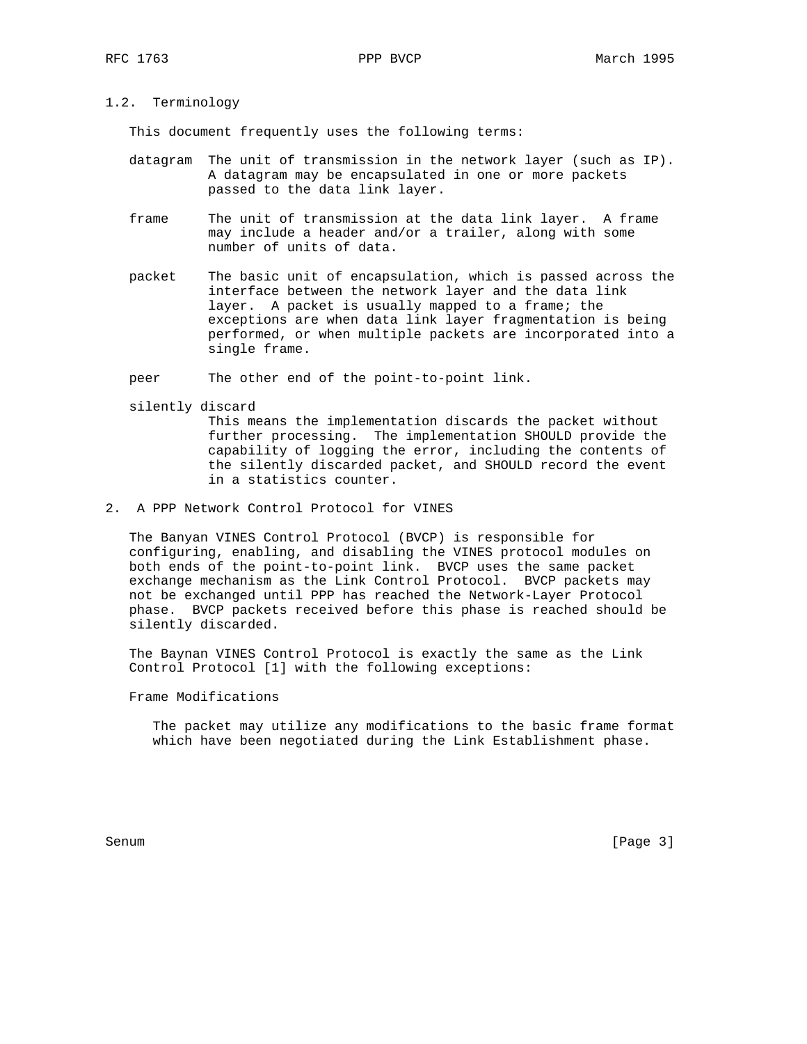### 1.2. Terminology

This document frequently uses the following terms:

datagram
: The unit of transmission in the network layer (such as IP). A datagram may be encapsulated in one or more packets passed to the data link layer.

frame
: The unit of transmission at the data link layer. A frame may include a header and/or a trailer, along with some number of units of data.

packet
: The basic unit of encapsulation, which is passed across the interface between the network layer and the data link layer. A packet is usually mapped to a frame; the exceptions are when data link layer fragmentation is being performed, or when multiple packets are incorporated into a single frame.

peer
: The other end of the point-to-point link.

silently discard
: This means the implementation discards the packet without further processing. The implementation SHOULD provide the capability of logging the error, including the contents of the silently discarded packet, and SHOULD record the event in a statistics counter.

## 2. A PPP Network Control Protocol for VINES

The Banyan VINES Control Protocol (BVCP) is responsible for configuring, enabling, and disabling the VINES protocol modules on both ends of the point-to-point link. BVCP uses the same packet exchange mechanism as the Link Control Protocol. BVCP packets may not be exchanged until PPP has reached the Network-Layer Protocol phase. BVCP packets received before this phase is reached should be silently discarded.

The Baynan VINES Control Protocol is exactly the same as the Link Control Protocol [1] with the following exceptions:

Frame Modifications

The packet may utilize any modifications to the basic frame format which have been negotiated during the Link Establishment phase.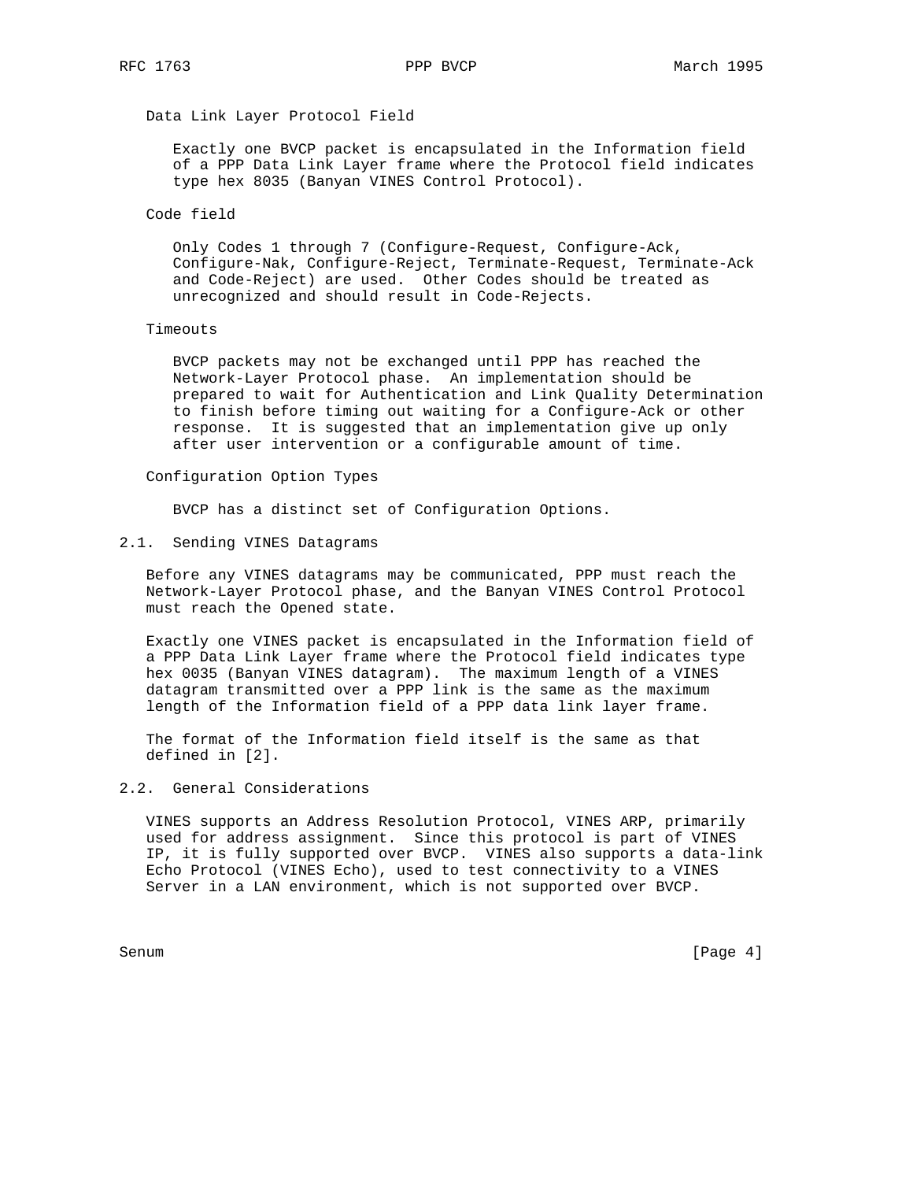Data Link Layer Protocol Field

Exactly one BVCP packet is encapsulated in the Information field of a PPP Data Link Layer frame where the Protocol field indicates type hex 8035 (Banyan VINES Control Protocol).

Code field

Only Codes 1 through 7 (Configure-Request, Configure-Ack, Configure-Nak, Configure-Reject, Terminate-Request, Terminate-Ack and Code-Reject) are used. Other Codes should be treated as unrecognized and should result in Code-Rejects.

Timeouts

BVCP packets may not be exchanged until PPP has reached the Network-Layer Protocol phase. An implementation should be prepared to wait for Authentication and Link Quality Determination to finish before timing out waiting for a Configure-Ack or other response. It is suggested that an implementation give up only after user intervention or a configurable amount of time.

Configuration Option Types

BVCP has a distinct set of Configuration Options.

## 2.1. Sending VINES Datagrams

Before any VINES datagrams may be communicated, PPP must reach the Network-Layer Protocol phase, and the Banyan VINES Control Protocol must reach the Opened state.

Exactly one VINES packet is encapsulated in the Information field of a PPP Data Link Layer frame where the Protocol field indicates type hex 0035 (Banyan VINES datagram). The maximum length of a VINES datagram transmitted over a PPP link is the same as the maximum length of the Information field of a PPP data link layer frame.

The format of the Information field itself is the same as that defined in [2].

## 2.2. General Considerations

VINES supports an Address Resolution Protocol, VINES ARP, primarily used for address assignment. Since this protocol is part of VINES IP, it is fully supported over BVCP. VINES also supports a data-link Echo Protocol (VINES Echo), used to test connectivity to a VINES Server in a LAN environment, which is not supported over BVCP.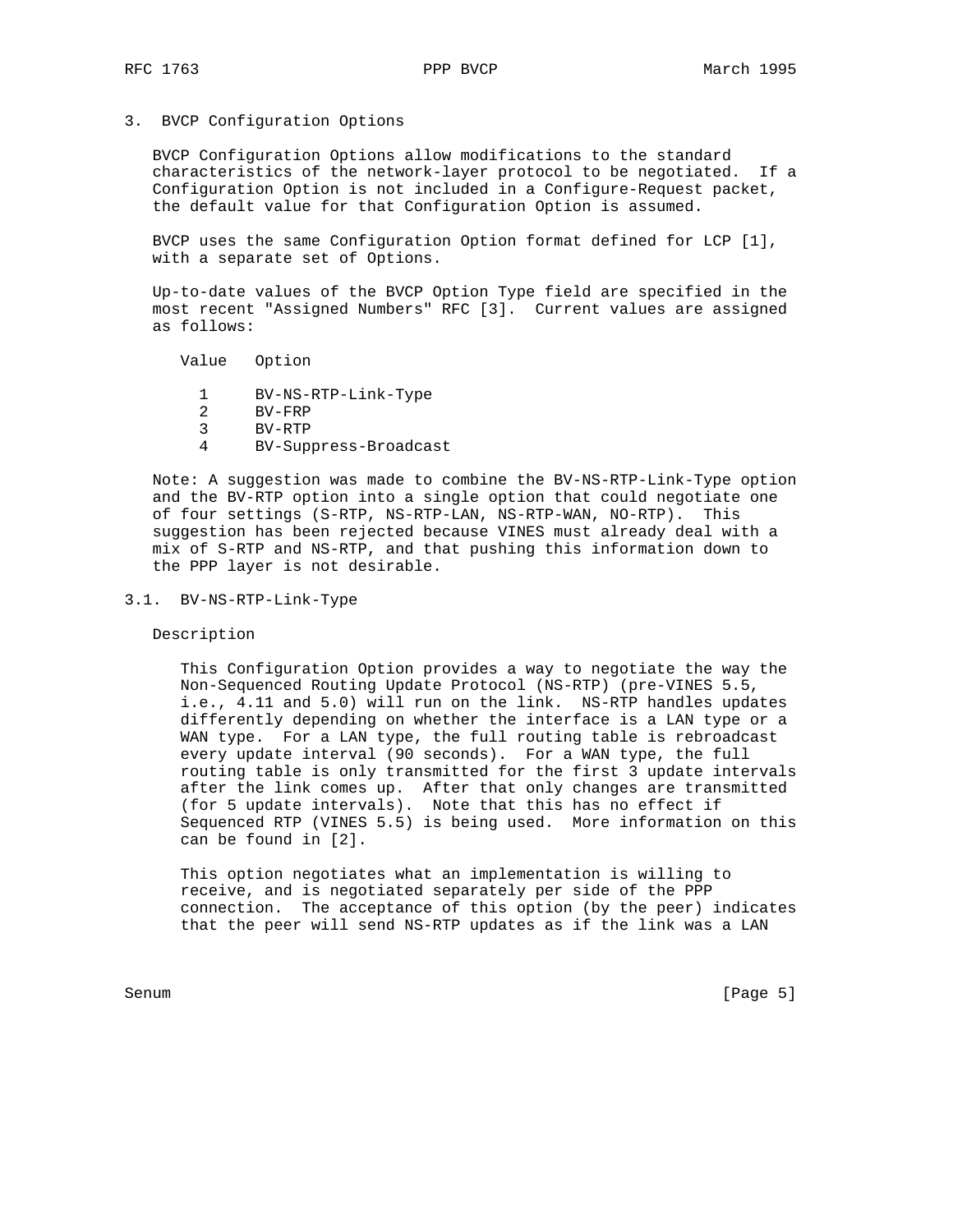## 3. BVCP Configuration Options

BVCP Configuration Options allow modifications to the standard characteristics of the network-layer protocol to be negotiated. If a Configuration Option is not included in a Configure-Request packet, the default value for that Configuration Option is assumed.

BVCP uses the same Configuration Option format defined for LCP [1], with a separate set of Options.

Up-to-date values of the BVCP Option Type field are specified in the most recent "Assigned Numbers" RFC [3]. Current values are assigned as follows:

| Value | Option |
|---|---|
| 1 | BV-NS-RTP-Link-Type |
| 2 | BV-FRP |
| 3 | BV-RTP |
| 4 | BV-Suppress-Broadcast |

Note: A suggestion was made to combine the BV-NS-RTP-Link-Type option and the BV-RTP option into a single option that could negotiate one of four settings (S-RTP, NS-RTP-LAN, NS-RTP-WAN, NO-RTP). This suggestion has been rejected because VINES must already deal with a mix of S-RTP and NS-RTP, and that pushing this information down to the PPP layer is not desirable.

### 3.1. BV-NS-RTP-Link-Type

Description

This Configuration Option provides a way to negotiate the way the Non-Sequenced Routing Update Protocol (NS-RTP) (pre-VINES 5.5, i.e., 4.11 and 5.0) will run on the link. NS-RTP handles updates differently depending on whether the interface is a LAN type or a WAN type. For a LAN type, the full routing table is rebroadcast every update interval (90 seconds). For a WAN type, the full routing table is only transmitted for the first 3 update intervals after the link comes up. After that only changes are transmitted (for 5 update intervals). Note that this has no effect if Sequenced RTP (VINES 5.5) is being used. More information on this can be found in [2].

This option negotiates what an implementation is willing to receive, and is negotiated separately per side of the PPP connection. The acceptance of this option (by the peer) indicates that the peer will send NS-RTP updates as if the link was a LAN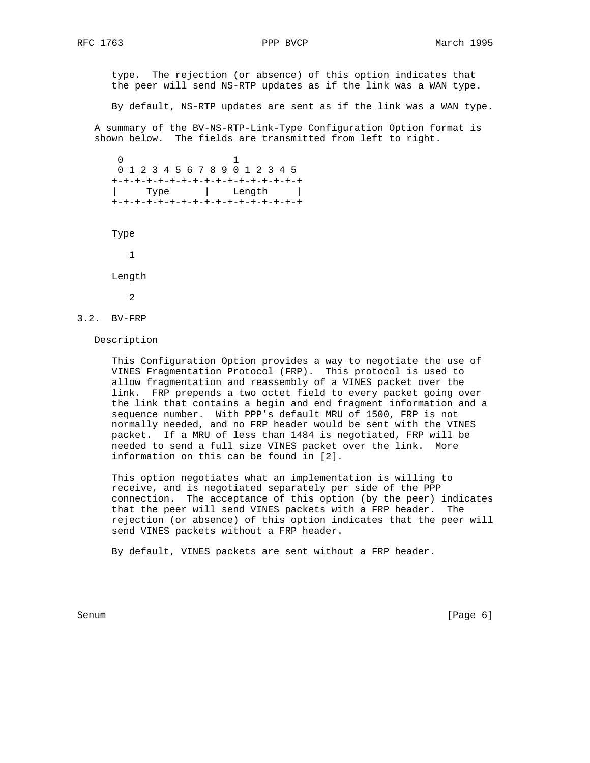type. The rejection (or absence) of this option indicates that the peer will send NS-RTP updates as if the link was a WAN type.

By default, NS-RTP updates are sent as if the link was a WAN type.

A summary of the BV-NS-RTP-Link-Type Configuration Option format is shown below. The fields are transmitted from left to right.

```
 0                   1
 0 1 2 3 4 5 6 7 8 9 0 1 2 3 4 5
+-+-+-+-+-+-+-+-+-+-+-+-+-+-+-+-+
|     Type      |    Length     |
+-+-+-+-+-+-+-+-+-+-+-+-+-+-+-+-+
```

Type

1

Length

2

### 3.2. BV-FRP

Description

This Configuration Option provides a way to negotiate the use of VINES Fragmentation Protocol (FRP). This protocol is used to allow fragmentation and reassembly of a VINES packet over the link. FRP prepends a two octet field to every packet going over the link that contains a begin and end fragment information and a sequence number. With PPP's default MRU of 1500, FRP is not normally needed, and no FRP header would be sent with the VINES packet. If a MRU of less than 1484 is negotiated, FRP will be needed to send a full size VINES packet over the link. More information on this can be found in [2].

This option negotiates what an implementation is willing to receive, and is negotiated separately per side of the PPP connection. The acceptance of this option (by the peer) indicates that the peer will send VINES packets with a FRP header. The rejection (or absence) of this option indicates that the peer will send VINES packets without a FRP header.

By default, VINES packets are sent without a FRP header.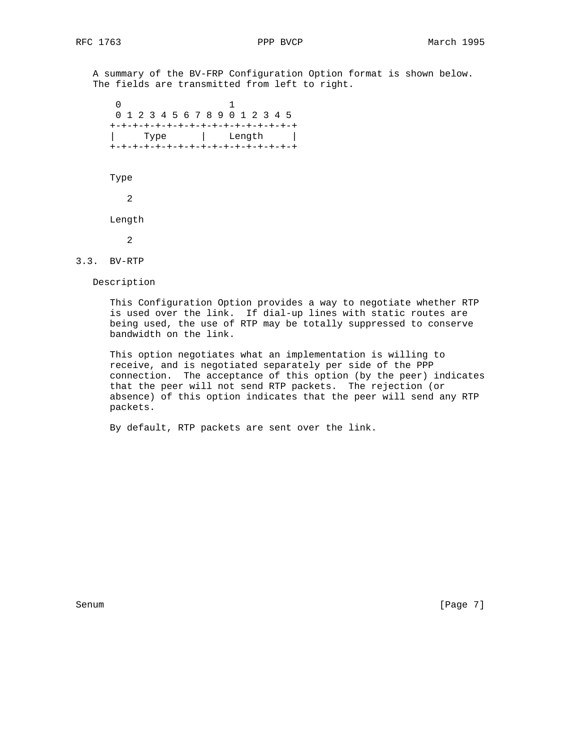A summary of the BV-FRP Configuration Option format is shown below. The fields are transmitted from left to right.

```
 0                   1
 0 1 2 3 4 5 6 7 8 9 0 1 2 3 4 5
+-+-+-+-+-+-+-+-+-+-+-+-+-+-+-+-+
|     Type      |    Length     |
+-+-+-+-+-+-+-+-+-+-+-+-+-+-+-+-+
```

Type

2

Length

2

### 3.3. BV-RTP

Description

This Configuration Option provides a way to negotiate whether RTP is used over the link. If dial-up lines with static routes are being used, the use of RTP may be totally suppressed to conserve bandwidth on the link.

This option negotiates what an implementation is willing to receive, and is negotiated separately per side of the PPP connection. The acceptance of this option (by the peer) indicates that the peer will not send RTP packets. The rejection (or absence) of this option indicates that the peer will send any RTP packets.

By default, RTP packets are sent over the link.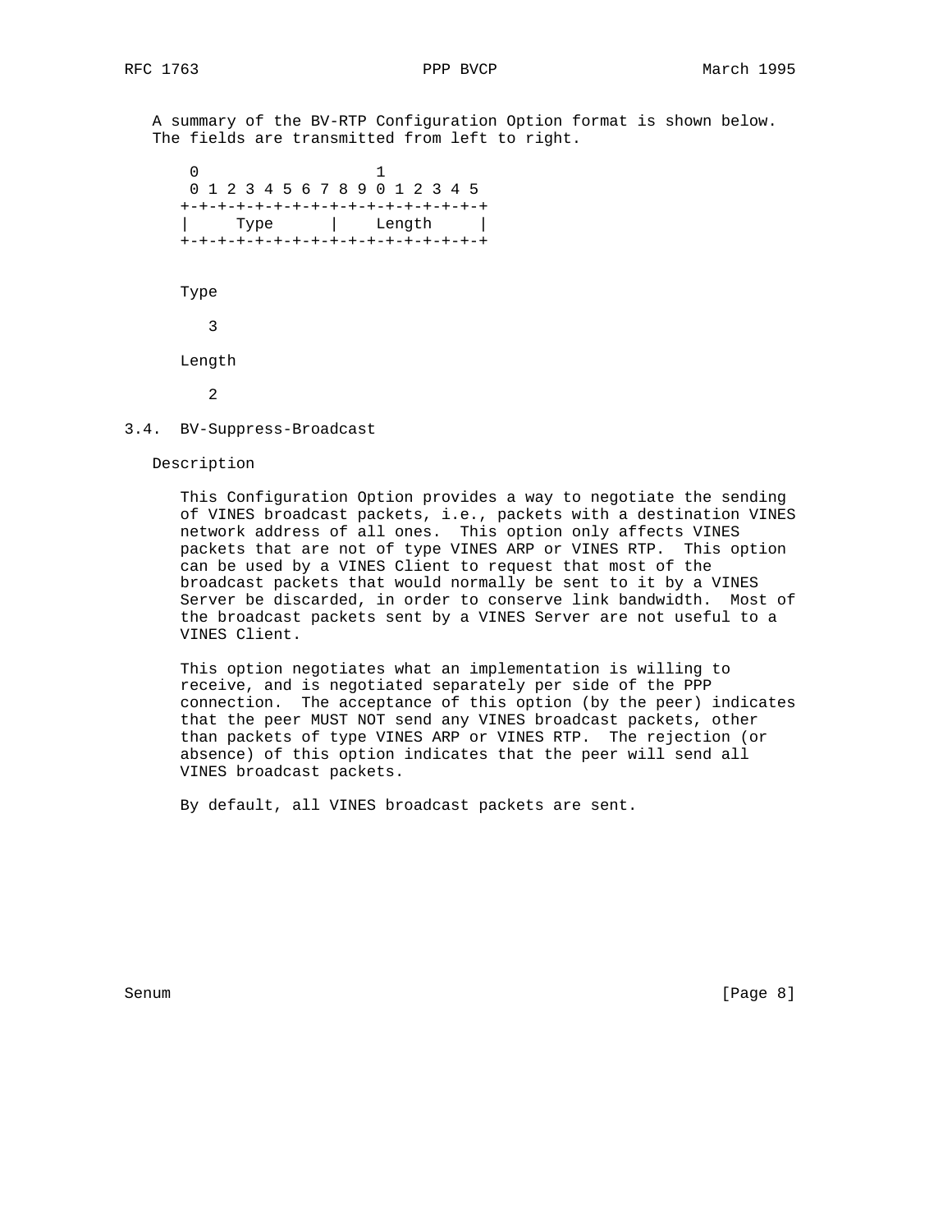A summary of the BV-RTP Configuration Option format is shown below. The fields are transmitted from left to right.

```
 0                   1
 0 1 2 3 4 5 6 7 8 9 0 1 2 3 4 5
+-+-+-+-+-+-+-+-+-+-+-+-+-+-+-+-+
|     Type      |    Length     |
+-+-+-+-+-+-+-+-+-+-+-+-+-+-+-+-+
```

Type

3

Length

2

### 3.4. BV-Suppress-Broadcast

Description

This Configuration Option provides a way to negotiate the sending of VINES broadcast packets, i.e., packets with a destination VINES network address of all ones. This option only affects VINES packets that are not of type VINES ARP or VINES RTP. This option can be used by a VINES Client to request that most of the broadcast packets that would normally be sent to it by a VINES Server be discarded, in order to conserve link bandwidth. Most of the broadcast packets sent by a VINES Server are not useful to a VINES Client.

This option negotiates what an implementation is willing to receive, and is negotiated separately per side of the PPP connection. The acceptance of this option (by the peer) indicates that the peer MUST NOT send any VINES broadcast packets, other than packets of type VINES ARP or VINES RTP. The rejection (or absence) of this option indicates that the peer will send all VINES broadcast packets.

By default, all VINES broadcast packets are sent.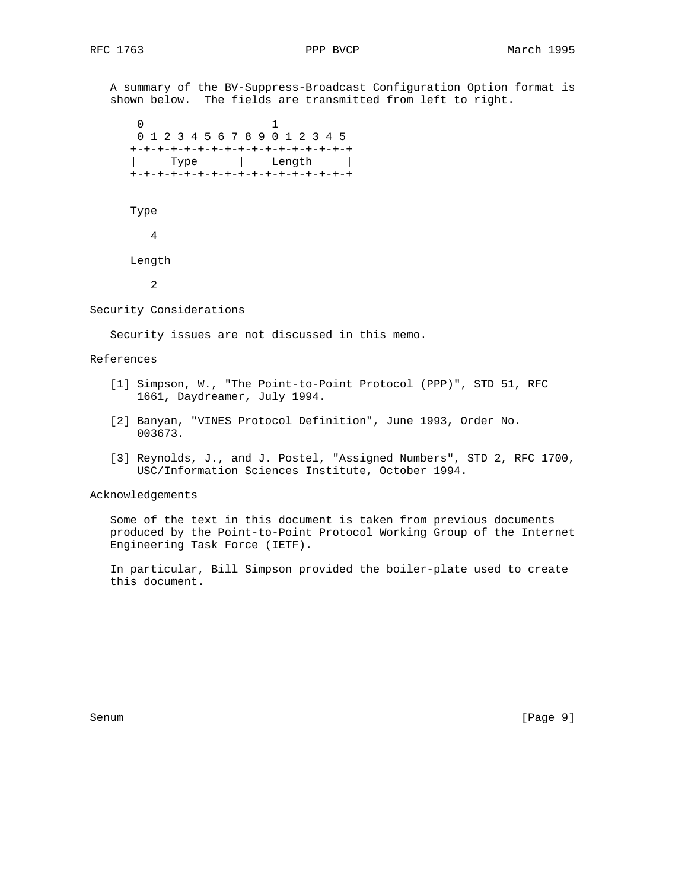A summary of the BV-Suppress-Broadcast Configuration Option format is shown below. The fields are transmitted from left to right.

```
 0                   1
 0 1 2 3 4 5 6 7 8 9 0 1 2 3 4 5
+-+-+-+-+-+-+-+-+-+-+-+-+-+-+-+-+
|     Type      |    Length     |
+-+-+-+-+-+-+-+-+-+-+-+-+-+-+-+-+
```

Type

4

Length

2

## Security Considerations

Security issues are not discussed in this memo.

## References

[1] Simpson, W., "The Point-to-Point Protocol (PPP)", STD 51, RFC 1661, Daydreamer, July 1994.

[2] Banyan, "VINES Protocol Definition", June 1993, Order No. 003673.

[3] Reynolds, J., and J. Postel, "Assigned Numbers", STD 2, RFC 1700, USC/Information Sciences Institute, October 1994.

## Acknowledgements

Some of the text in this document is taken from previous documents produced by the Point-to-Point Protocol Working Group of the Internet Engineering Task Force (IETF).

In particular, Bill Simpson provided the boiler-plate used to create this document.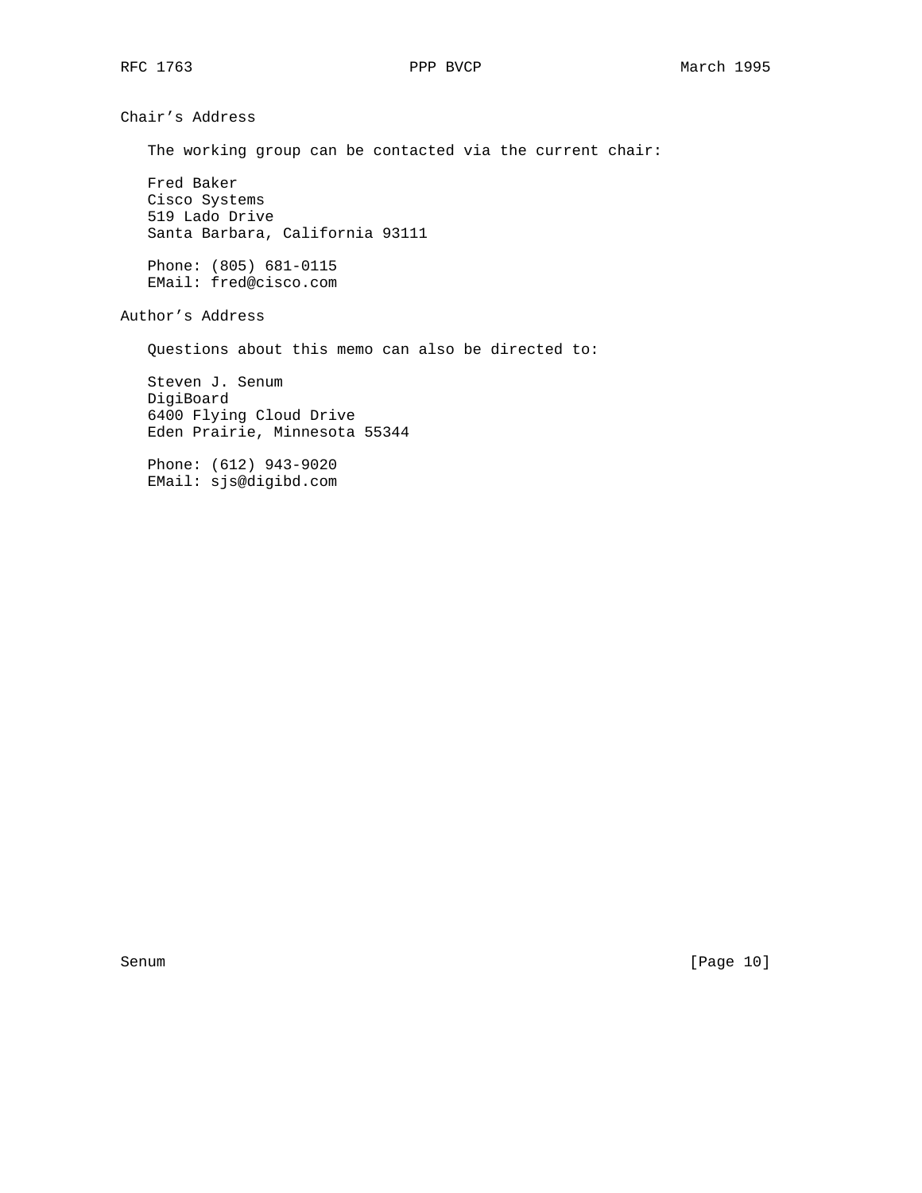## Chair's Address

The working group can be contacted via the current chair:

Fred Baker
Cisco Systems
519 Lado Drive
Santa Barbara, California 93111

Phone: (805) 681-0115
EMail: fred@cisco.com

## Author's Address

Questions about this memo can also be directed to:

Steven J. Senum
DigiBoard
6400 Flying Cloud Drive
Eden Prairie, Minnesota 55344

Phone: (612) 943-9020
EMail: sjs@digibd.com